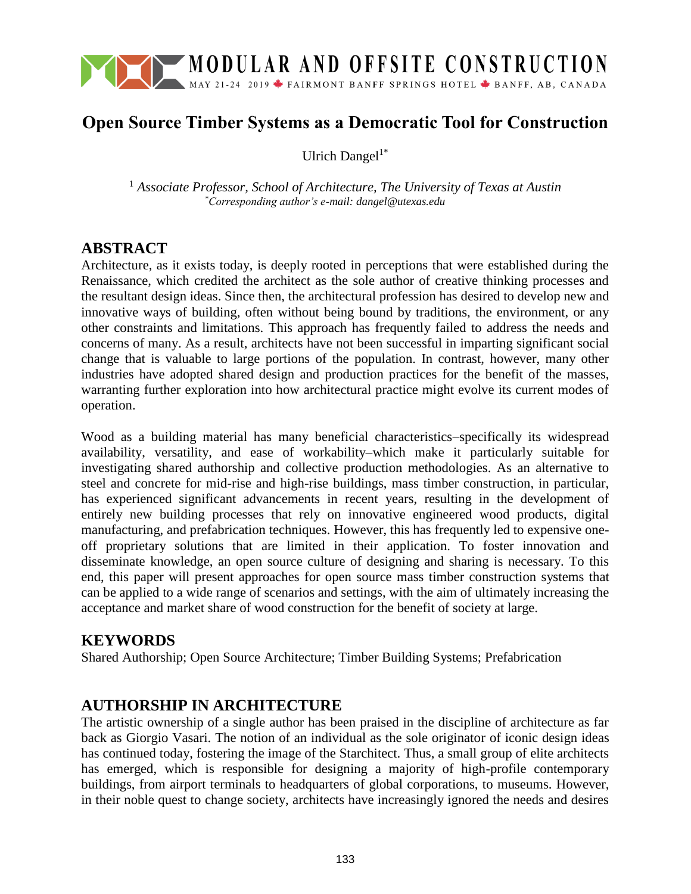# Open Source Timber Systems as a Democratic Tool for Construction

Ulrich Dangel[1*]

[1] *Associate Professor, School of Architecture, The University of Texas at Austin*
[*] *Corresponding author's e-mail: dangel@utexas.edu*

## ABSTRACT

Architecture, as it exists today, is deeply rooted in perceptions that were established during the Renaissance, which credited the architect as the sole author of creative thinking processes and the resultant design ideas. Since then, the architectural profession has desired to develop new and innovative ways of building, often without being bound by traditions, the environment, or any other constraints and limitations. This approach has frequently failed to address the needs and concerns of many. As a result, architects have not been successful in imparting significant social change that is valuable to large portions of the population. In contrast, however, many other industries have adopted shared design and production practices for the benefit of the masses, warranting further exploration into how architectural practice might evolve its current modes of operation.

Wood as a building material has many beneficial characteristics–specifically its widespread availability, versatility, and ease of workability–which make it particularly suitable for investigating shared authorship and collective production methodologies. As an alternative to steel and concrete for mid-rise and high-rise buildings, mass timber construction, in particular, has experienced significant advancements in recent years, resulting in the development of entirely new building processes that rely on innovative engineered wood products, digital manufacturing, and prefabrication techniques. However, this has frequently led to expensive one-off proprietary solutions that are limited in their application. To foster innovation and disseminate knowledge, an open source culture of designing and sharing is necessary. To this end, this paper will present approaches for open source mass timber construction systems that can be applied to a wide range of scenarios and settings, with the aim of ultimately increasing the acceptance and market share of wood construction for the benefit of society at large.

## KEYWORDS

Shared Authorship; Open Source Architecture; Timber Building Systems; Prefabrication

## AUTHORSHIP IN ARCHITECTURE

The artistic ownership of a single author has been praised in the discipline of architecture as far back as Giorgio Vasari. The notion of an individual as the sole originator of iconic design ideas has continued today, fostering the image of the Starchitect. Thus, a small group of elite architects has emerged, which is responsible for designing a majority of high-profile contemporary buildings, from airport terminals to headquarters of global corporations, to museums. However, in their noble quest to change society, architects have increasingly ignored the needs and desires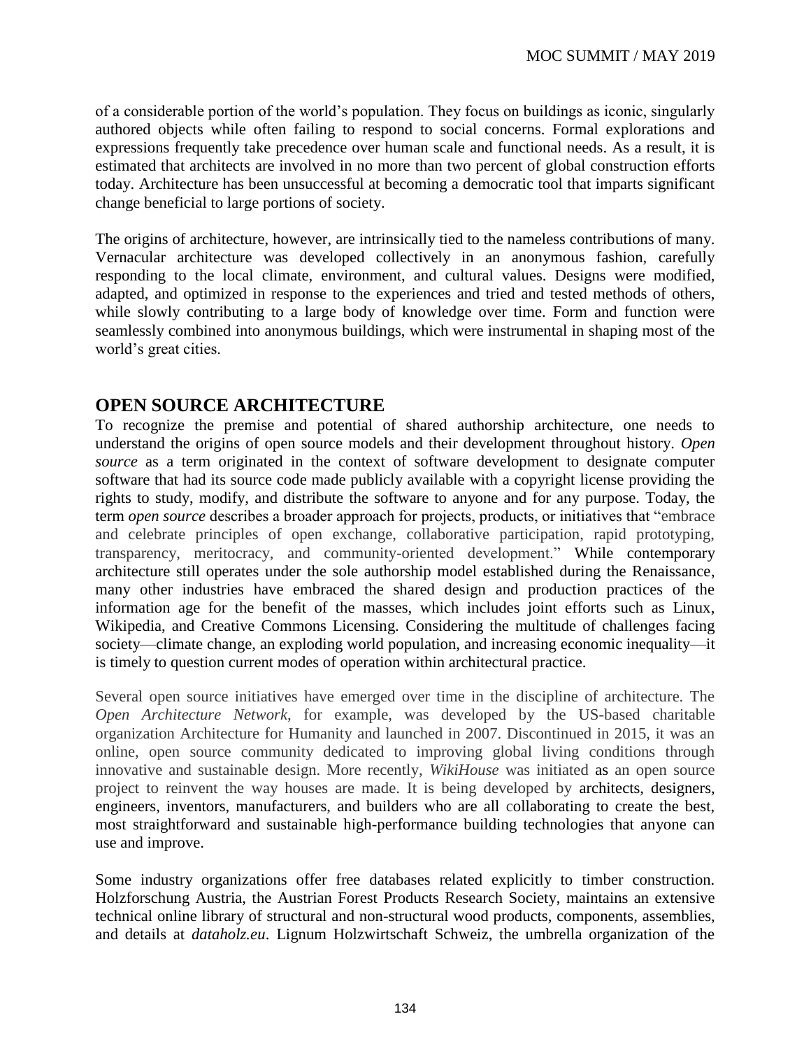of a considerable portion of the world's population. They focus on buildings as iconic, singularly authored objects while often failing to respond to social concerns. Formal explorations and expressions frequently take precedence over human scale and functional needs. As a result, it is estimated that architects are involved in no more than two percent of global construction efforts today. Architecture has been unsuccessful at becoming a democratic tool that imparts significant change beneficial to large portions of society.

The origins of architecture, however, are intrinsically tied to the nameless contributions of many. Vernacular architecture was developed collectively in an anonymous fashion, carefully responding to the local climate, environment, and cultural values. Designs were modified, adapted, and optimized in response to the experiences and tried and tested methods of others, while slowly contributing to a large body of knowledge over time. Form and function were seamlessly combined into anonymous buildings, which were instrumental in shaping most of the world's great cities.

## OPEN SOURCE ARCHITECTURE

To recognize the premise and potential of shared authorship architecture, one needs to understand the origins of open source models and their development throughout history. *Open source* as a term originated in the context of software development to designate computer software that had its source code made publicly available with a copyright license providing the rights to study, modify, and distribute the software to anyone and for any purpose. Today, the term *open source* describes a broader approach for projects, products, or initiatives that "embrace and celebrate principles of open exchange, collaborative participation, rapid prototyping, transparency, meritocracy, and community-oriented development." While contemporary architecture still operates under the sole authorship model established during the Renaissance, many other industries have embraced the shared design and production practices of the information age for the benefit of the masses, which includes joint efforts such as Linux, Wikipedia, and Creative Commons Licensing. Considering the multitude of challenges facing society—climate change, an exploding world population, and increasing economic inequality—it is timely to question current modes of operation within architectural practice.

Several open source initiatives have emerged over time in the discipline of architecture. The *Open Architecture Network,* for example, was developed by the US-based charitable organization Architecture for Humanity and launched in 2007. Discontinued in 2015, it was an online, open source community dedicated to improving global living conditions through innovative and sustainable design. More recently, *WikiHouse* was initiated as an open source project to reinvent the way houses are made. It is being developed by architects, designers, engineers, inventors, manufacturers, and builders who are all collaborating to create the best, most straightforward and sustainable high-performance building technologies that anyone can use and improve.

Some industry organizations offer free databases related explicitly to timber construction. Holzforschung Austria, the Austrian Forest Products Research Society, maintains an extensive technical online library of structural and non-structural wood products, components, assemblies, and details at *dataholz.eu*. Lignum Holzwirtschaft Schweiz, the umbrella organization of the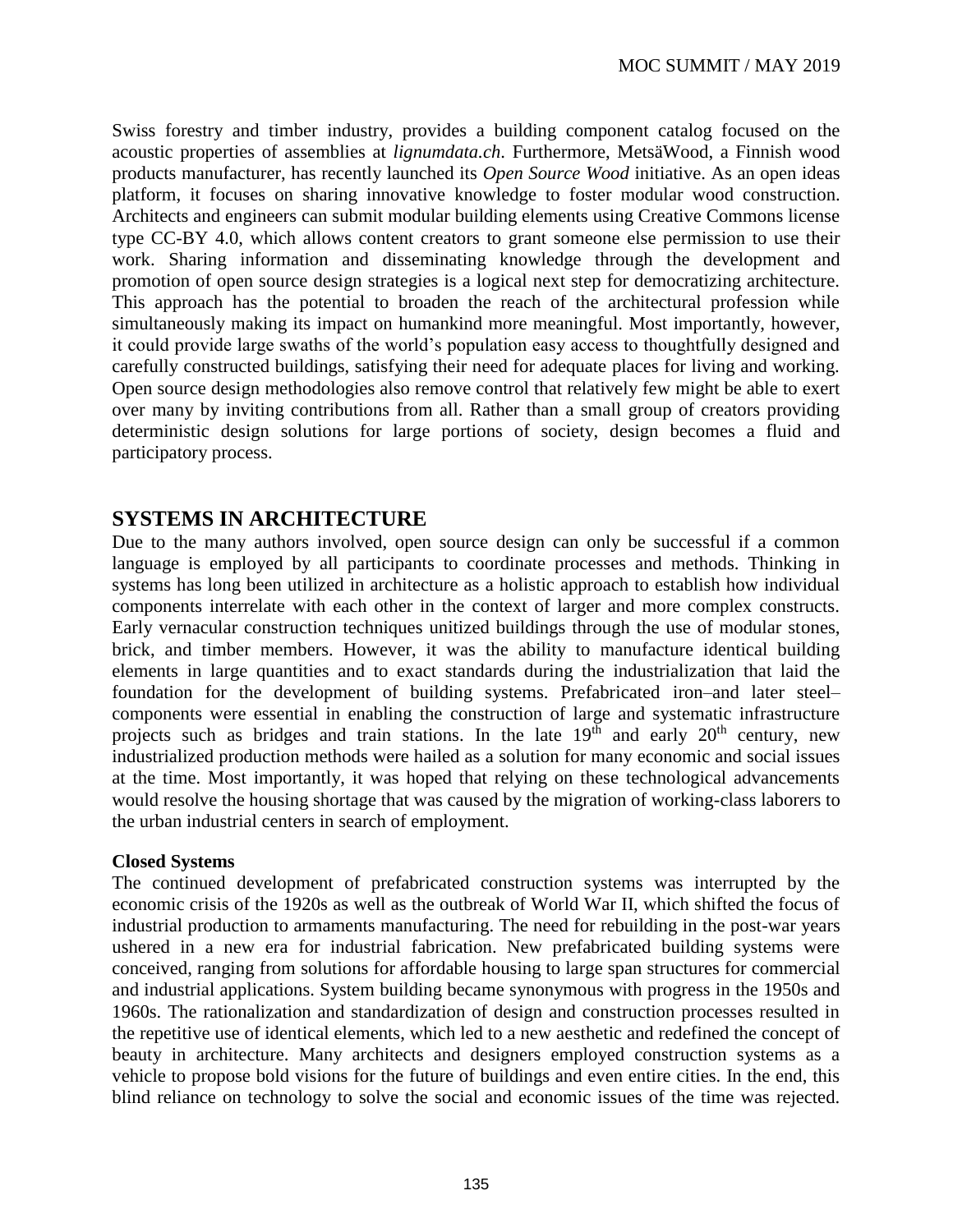Swiss forestry and timber industry, provides a building component catalog focused on the acoustic properties of assemblies at *lignumdata.ch*. Furthermore, MetsäWood, a Finnish wood products manufacturer, has recently launched its *Open Source Wood* initiative. As an open ideas platform, it focuses on sharing innovative knowledge to foster modular wood construction. Architects and engineers can submit modular building elements using Creative Commons license type CC-BY 4.0, which allows content creators to grant someone else permission to use their work. Sharing information and disseminating knowledge through the development and promotion of open source design strategies is a logical next step for democratizing architecture. This approach has the potential to broaden the reach of the architectural profession while simultaneously making its impact on humankind more meaningful. Most importantly, however, it could provide large swaths of the world's population easy access to thoughtfully designed and carefully constructed buildings, satisfying their need for adequate places for living and working. Open source design methodologies also remove control that relatively few might be able to exert over many by inviting contributions from all. Rather than a small group of creators providing deterministic design solutions for large portions of society, design becomes a fluid and participatory process.

## SYSTEMS IN ARCHITECTURE

Due to the many authors involved, open source design can only be successful if a common language is employed by all participants to coordinate processes and methods. Thinking in systems has long been utilized in architecture as a holistic approach to establish how individual components interrelate with each other in the context of larger and more complex constructs. Early vernacular construction techniques unitized buildings through the use of modular stones, brick, and timber members. However, it was the ability to manufacture identical building elements in large quantities and to exact standards during the industrialization that laid the foundation for the development of building systems. Prefabricated iron–and later steel–components were essential in enabling the construction of large and systematic infrastructure projects such as bridges and train stations. In the late 19th and early 20th century, new industrialized production methods were hailed as a solution for many economic and social issues at the time. Most importantly, it was hoped that relying on these technological advancements would resolve the housing shortage that was caused by the migration of working-class laborers to the urban industrial centers in search of employment.

### Closed Systems

The continued development of prefabricated construction systems was interrupted by the economic crisis of the 1920s as well as the outbreak of World War II, which shifted the focus of industrial production to armaments manufacturing. The need for rebuilding in the post-war years ushered in a new era for industrial fabrication. New prefabricated building systems were conceived, ranging from solutions for affordable housing to large span structures for commercial and industrial applications. System building became synonymous with progress in the 1950s and 1960s. The rationalization and standardization of design and construction processes resulted in the repetitive use of identical elements, which led to a new aesthetic and redefined the concept of beauty in architecture. Many architects and designers employed construction systems as a vehicle to propose bold visions for the future of buildings and even entire cities. In the end, this blind reliance on technology to solve the social and economic issues of the time was rejected.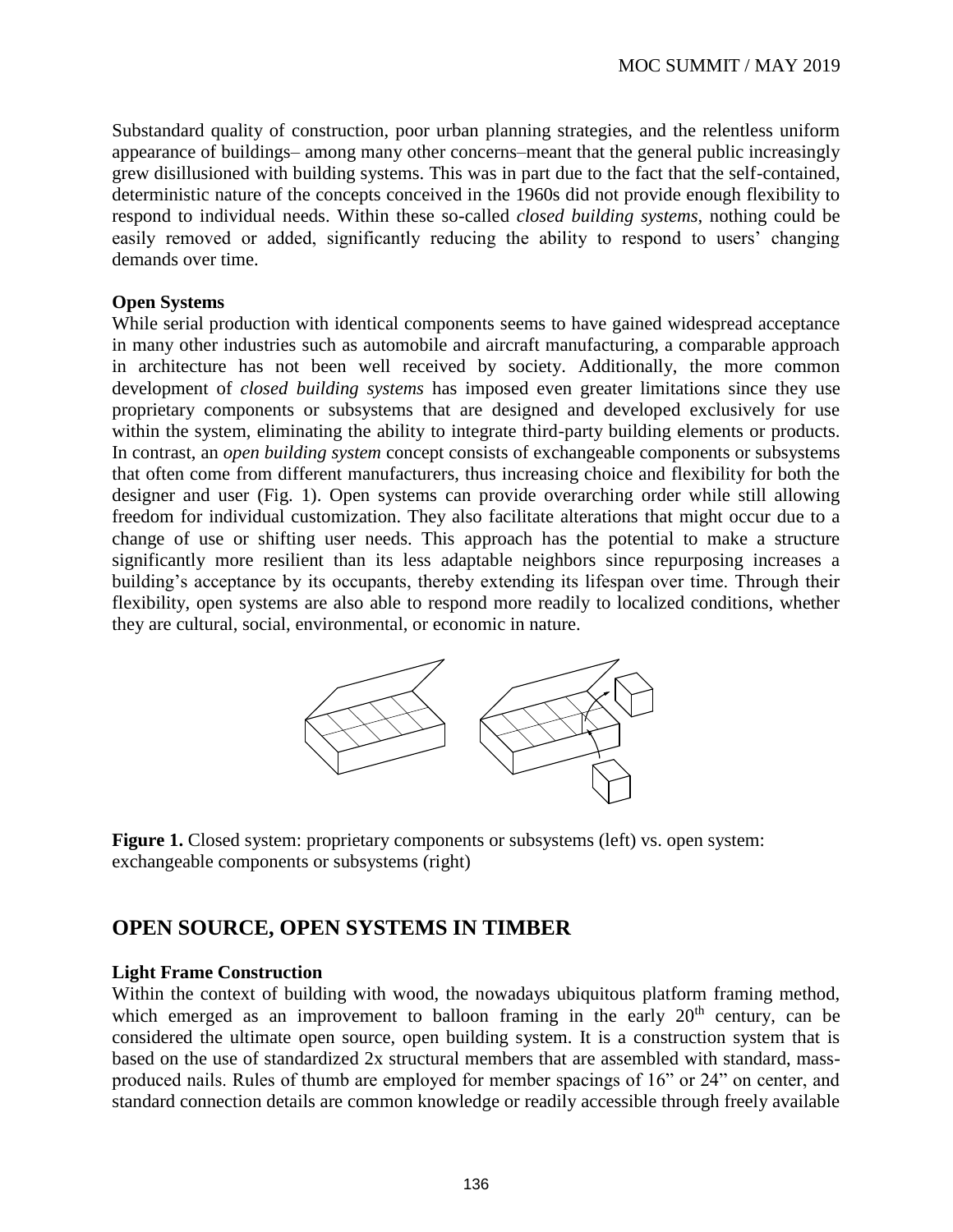Substandard quality of construction, poor urban planning strategies, and the relentless uniform appearance of buildings– among many other concerns–meant that the general public increasingly grew disillusioned with building systems. This was in part due to the fact that the self-contained, deterministic nature of the concepts conceived in the 1960s did not provide enough flexibility to respond to individual needs. Within these so-called *closed building systems*, nothing could be easily removed or added, significantly reducing the ability to respond to users' changing demands over time.

**Open Systems**

While serial production with identical components seems to have gained widespread acceptance in many other industries such as automobile and aircraft manufacturing, a comparable approach in architecture has not been well received by society. Additionally, the more common development of *closed building systems* has imposed even greater limitations since they use proprietary components or subsystems that are designed and developed exclusively for use within the system, eliminating the ability to integrate third-party building elements or products. In contrast, an *open building system* concept consists of exchangeable components or subsystems that often come from different manufacturers, thus increasing choice and flexibility for both the designer and user (Fig. 1). Open systems can provide overarching order while still allowing freedom for individual customization. They also facilitate alterations that might occur due to a change of use or shifting user needs. This approach has the potential to make a structure significantly more resilient than its less adaptable neighbors since repurposing increases a building's acceptance by its occupants, thereby extending its lifespan over time. Through their flexibility, open systems are also able to respond more readily to localized conditions, whether they are cultural, social, environmental, or economic in nature.

**Figure 1.** Closed system: proprietary components or subsystems (left) vs. open system: exchangeable components or subsystems (right)

## OPEN SOURCE, OPEN SYSTEMS IN TIMBER

**Light Frame Construction**

Within the context of building with wood, the nowadays ubiquitous platform framing method, which emerged as an improvement to balloon framing in the early 20th century, can be considered the ultimate open source, open building system. It is a construction system that is based on the use of standardized 2x structural members that are assembled with standard, mass-produced nails. Rules of thumb are employed for member spacings of 16" or 24" on center, and standard connection details are common knowledge or readily accessible through freely available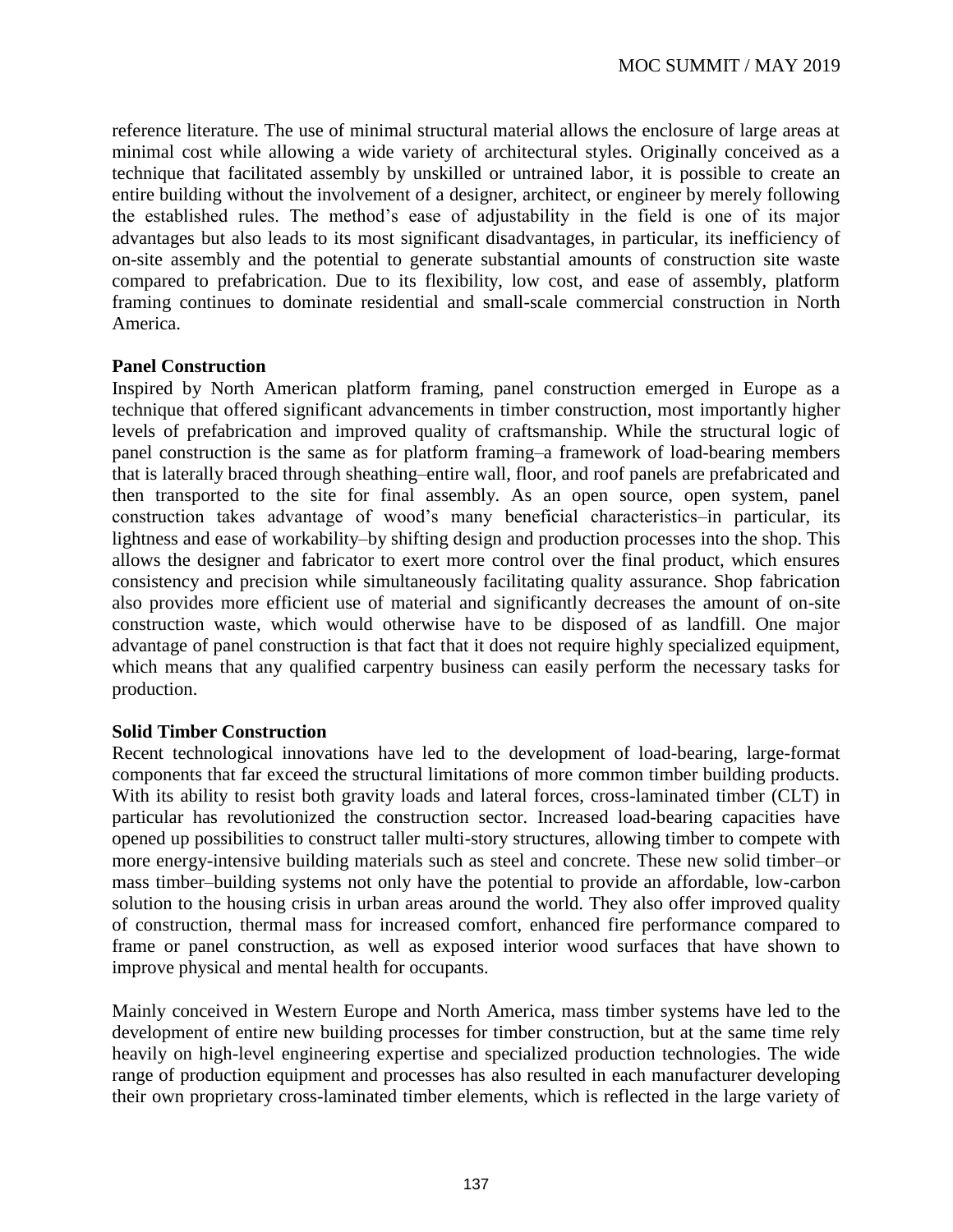reference literature. The use of minimal structural material allows the enclosure of large areas at minimal cost while allowing a wide variety of architectural styles. Originally conceived as a technique that facilitated assembly by unskilled or untrained labor, it is possible to create an entire building without the involvement of a designer, architect, or engineer by merely following the established rules. The method's ease of adjustability in the field is one of its major advantages but also leads to its most significant disadvantages, in particular, its inefficiency of on-site assembly and the potential to generate substantial amounts of construction site waste compared to prefabrication. Due to its flexibility, low cost, and ease of assembly, platform framing continues to dominate residential and small-scale commercial construction in North America.

**Panel Construction**

Inspired by North American platform framing, panel construction emerged in Europe as a technique that offered significant advancements in timber construction, most importantly higher levels of prefabrication and improved quality of craftsmanship. While the structural logic of panel construction is the same as for platform framing–a framework of load-bearing members that is laterally braced through sheathing–entire wall, floor, and roof panels are prefabricated and then transported to the site for final assembly. As an open source, open system, panel construction takes advantage of wood's many beneficial characteristics–in particular, its lightness and ease of workability–by shifting design and production processes into the shop. This allows the designer and fabricator to exert more control over the final product, which ensures consistency and precision while simultaneously facilitating quality assurance. Shop fabrication also provides more efficient use of material and significantly decreases the amount of on-site construction waste, which would otherwise have to be disposed of as landfill. One major advantage of panel construction is that fact that it does not require highly specialized equipment, which means that any qualified carpentry business can easily perform the necessary tasks for production.

**Solid Timber Construction**

Recent technological innovations have led to the development of load-bearing, large-format components that far exceed the structural limitations of more common timber building products. With its ability to resist both gravity loads and lateral forces, cross-laminated timber (CLT) in particular has revolutionized the construction sector. Increased load-bearing capacities have opened up possibilities to construct taller multi-story structures, allowing timber to compete with more energy-intensive building materials such as steel and concrete. These new solid timber–or mass timber–building systems not only have the potential to provide an affordable, low-carbon solution to the housing crisis in urban areas around the world. They also offer improved quality of construction, thermal mass for increased comfort, enhanced fire performance compared to frame or panel construction, as well as exposed interior wood surfaces that have shown to improve physical and mental health for occupants.

Mainly conceived in Western Europe and North America, mass timber systems have led to the development of entire new building processes for timber construction, but at the same time rely heavily on high-level engineering expertise and specialized production technologies. The wide range of production equipment and processes has also resulted in each manufacturer developing their own proprietary cross-laminated timber elements, which is reflected in the large variety of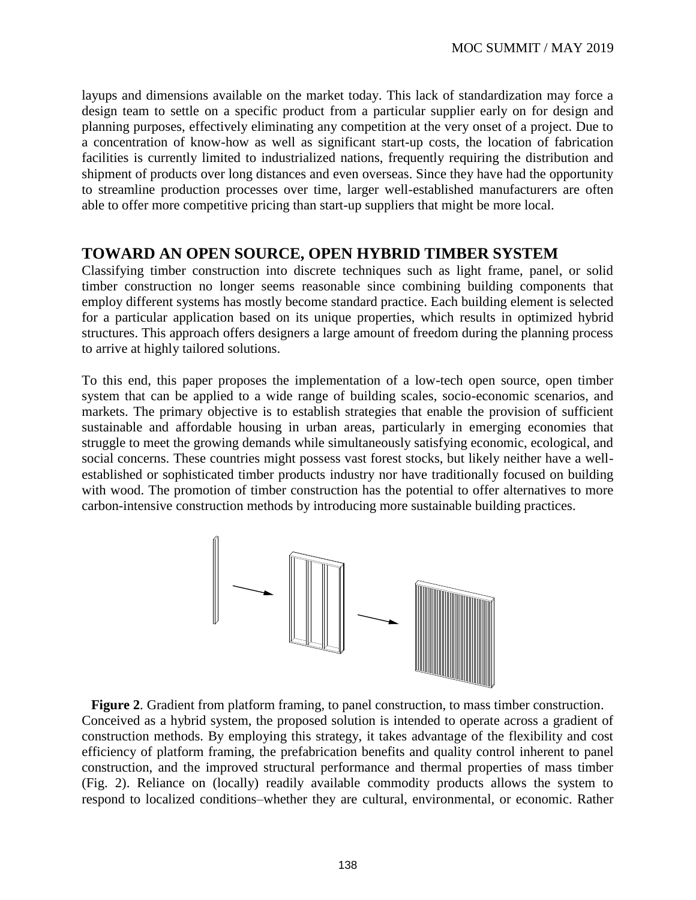layups and dimensions available on the market today. This lack of standardization may force a design team to settle on a specific product from a particular supplier early on for design and planning purposes, effectively eliminating any competition at the very onset of a project. Due to a concentration of know-how as well as significant start-up costs, the location of fabrication facilities is currently limited to industrialized nations, frequently requiring the distribution and shipment of products over long distances and even overseas. Since they have had the opportunity to streamline production processes over time, larger well-established manufacturers are often able to offer more competitive pricing than start-up suppliers that might be more local.

## TOWARD AN OPEN SOURCE, OPEN HYBRID TIMBER SYSTEM

Classifying timber construction into discrete techniques such as light frame, panel, or solid timber construction no longer seems reasonable since combining building components that employ different systems has mostly become standard practice. Each building element is selected for a particular application based on its unique properties, which results in optimized hybrid structures. This approach offers designers a large amount of freedom during the planning process to arrive at highly tailored solutions.

To this end, this paper proposes the implementation of a low-tech open source, open timber system that can be applied to a wide range of building scales, socio-economic scenarios, and markets. The primary objective is to establish strategies that enable the provision of sufficient sustainable and affordable housing in urban areas, particularly in emerging economies that struggle to meet the growing demands while simultaneously satisfying economic, ecological, and social concerns. These countries might possess vast forest stocks, but likely neither have a well-established or sophisticated timber products industry nor have traditionally focused on building with wood. The promotion of timber construction has the potential to offer alternatives to more carbon-intensive construction methods by introducing more sustainable building practices.

**Figure 2**. Gradient from platform framing, to panel construction, to mass timber construction.

Conceived as a hybrid system, the proposed solution is intended to operate across a gradient of construction methods. By employing this strategy, it takes advantage of the flexibility and cost efficiency of platform framing, the prefabrication benefits and quality control inherent to panel construction, and the improved structural performance and thermal properties of mass timber (Fig. 2). Reliance on (locally) readily available commodity products allows the system to respond to localized conditions–whether they are cultural, environmental, or economic. Rather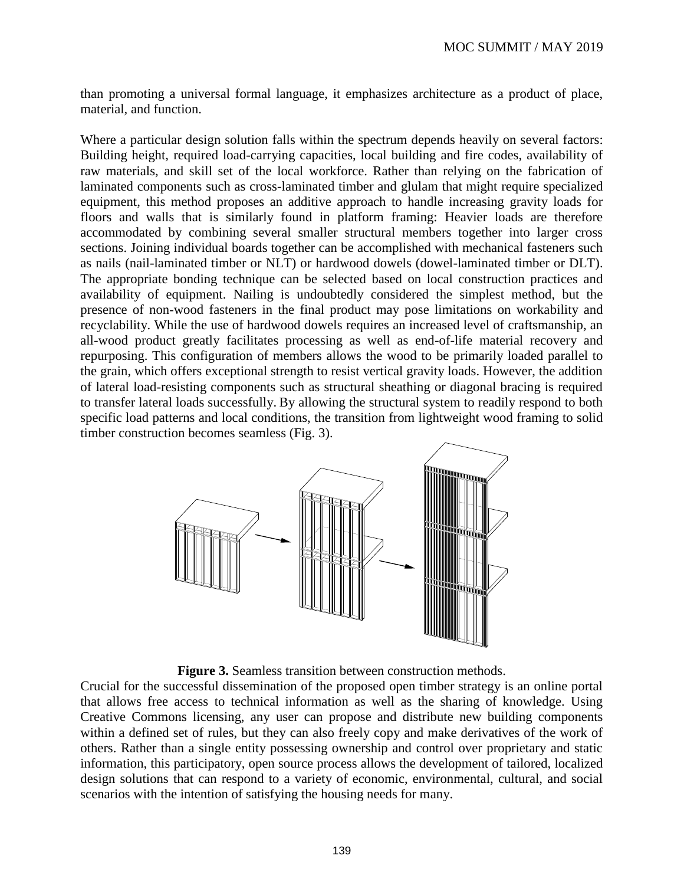than promoting a universal formal language, it emphasizes architecture as a product of place, material, and function.

Where a particular design solution falls within the spectrum depends heavily on several factors: Building height, required load-carrying capacities, local building and fire codes, availability of raw materials, and skill set of the local workforce. Rather than relying on the fabrication of laminated components such as cross-laminated timber and glulam that might require specialized equipment, this method proposes an additive approach to handle increasing gravity loads for floors and walls that is similarly found in platform framing: Heavier loads are therefore accommodated by combining several smaller structural members together into larger cross sections. Joining individual boards together can be accomplished with mechanical fasteners such as nails (nail-laminated timber or NLT) or hardwood dowels (dowel-laminated timber or DLT). The appropriate bonding technique can be selected based on local construction practices and availability of equipment. Nailing is undoubtedly considered the simplest method, but the presence of non-wood fasteners in the final product may pose limitations on workability and recyclability. While the use of hardwood dowels requires an increased level of craftsmanship, an all-wood product greatly facilitates processing as well as end-of-life material recovery and repurposing. This configuration of members allows the wood to be primarily loaded parallel to the grain, which offers exceptional strength to resist vertical gravity loads. However, the addition of lateral load-resisting components such as structural sheathing or diagonal bracing is required to transfer lateral loads successfully. By allowing the structural system to readily respond to both specific load patterns and local conditions, the transition from lightweight wood framing to solid timber construction becomes seamless (Fig. 3).

**Figure 3.** Seamless transition between construction methods.

Crucial for the successful dissemination of the proposed open timber strategy is an online portal that allows free access to technical information as well as the sharing of knowledge. Using Creative Commons licensing, any user can propose and distribute new building components within a defined set of rules, but they can also freely copy and make derivatives of the work of others. Rather than a single entity possessing ownership and control over proprietary and static information, this participatory, open source process allows the development of tailored, localized design solutions that can respond to a variety of economic, environmental, cultural, and social scenarios with the intention of satisfying the housing needs for many.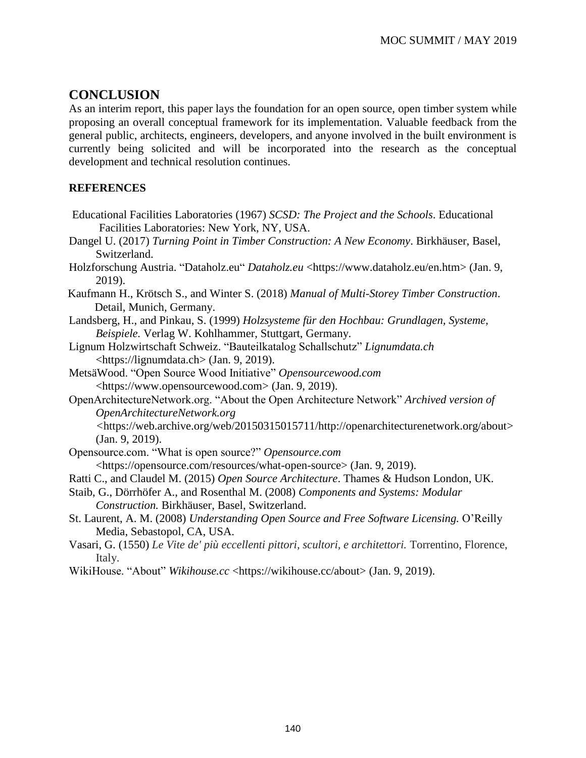## CONCLUSION

As an interim report, this paper lays the foundation for an open source, open timber system while proposing an overall conceptual framework for its implementation. Valuable feedback from the general public, architects, engineers, developers, and anyone involved in the built environment is currently being solicited and will be incorporated into the research as the conceptual development and technical resolution continues.

### REFERENCES

Educational Facilities Laboratories (1967) *SCSD: The Project and the Schools*. Educational Facilities Laboratories: New York, NY, USA.

Dangel U. (2017) *Turning Point in Timber Construction: A New Economy*. Birkhäuser, Basel, Switzerland.

Holzforschung Austria. "Dataholz.eu" *Dataholz.eu* <https://www.dataholz.eu/en.htm> (Jan. 9, 2019).

Kaufmann H., Krötsch S., and Winter S. (2018) *Manual of Multi-Storey Timber Construction*. Detail, Munich, Germany.

Landsberg, H., and Pinkau, S. (1999) *Holzsysteme für den Hochbau: Grundlagen, Systeme, Beispiele.* Verlag W. Kohlhammer, Stuttgart, Germany.

Lignum Holzwirtschaft Schweiz. "Bauteilkatalog Schallschutz" *Lignumdata.ch* <https://lignumdata.ch> (Jan. 9, 2019).

MetsäWood. "Open Source Wood Initiative" *Opensourcewood.com* <https://www.opensourcewood.com> (Jan. 9, 2019).

OpenArchitectureNetwork.org. "About the Open Architecture Network" *Archived version of OpenArchitectureNetwork.org* <https://web.archive.org/web/20150315015711/http://openarchitecturenetwork.org/about> (Jan. 9, 2019).

Opensource.com. "What is open source?" *Opensource.com* <https://opensource.com/resources/what-open-source> (Jan. 9, 2019).

Ratti C., and Claudel M. (2015) *Open Source Architecture*. Thames & Hudson London, UK.

Staib, G., Dörrhöfer A., and Rosenthal M. (2008) *Components and Systems: Modular Construction.* Birkhäuser, Basel, Switzerland.

St. Laurent, A. M. (2008) *Understanding Open Source and Free Software Licensing.* O'Reilly Media, Sebastopol, CA, USA.

Vasari, G. (1550) *Le Vite de' più eccellenti pittori, scultori, e architettori.* Torrentino, Florence, Italy.

WikiHouse. "About" *Wikihouse.cc* <https://wikihouse.cc/about> (Jan. 9, 2019).